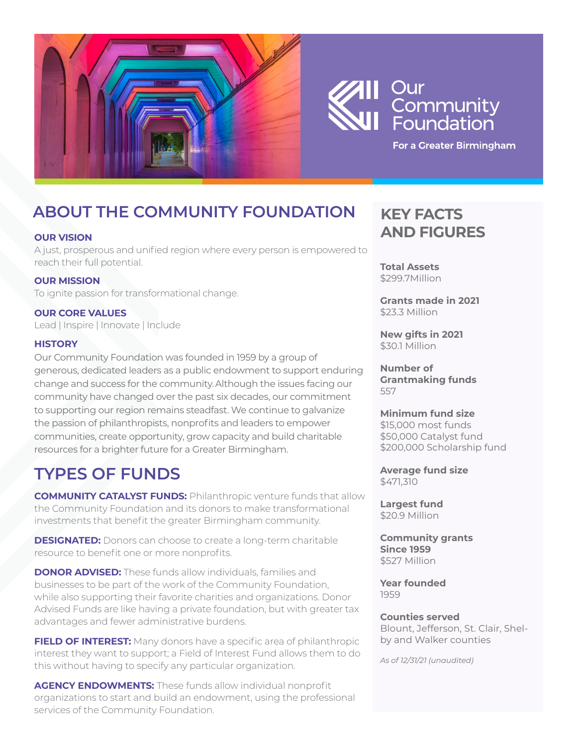# Our Community Foundation

**For a Greater Birmingham**

## ABOUT THE COMMUNITY FOUNDATION

### OUR VISION

A just, prosperous and unified region where every person is empowered to reach their full potential.

### OUR MISSION

To ignite passion for transformational change.

### OUR CORE VALUES

Lead | Inspire | Innovate | Include

### HISTORY

Our Community Foundation was founded in 1959 by a group of generous, dedicated leaders as a public endowment to support enduring change and success for the community. Although the issues facing our community have changed over the past six decades, our commitment to supporting our region remains steadfast. We continue to galvanize the passion of philanthropists, nonprofits and leaders to empower communities, create opportunity, grow capacity and build charitable resources for a brighter future for a Greater Birmingham.

## TYPES OF FUNDS

**COMMUNITY CATALYST FUNDS:** Philanthropic venture funds that allow the Community Foundation and its donors to make transformational investments that benefit the greater Birmingham community.

**DESIGNATED:** Donors can choose to create a long-term charitable resource to benefit one or more nonprofits.

**DONOR ADVISED:** These funds allow individuals, families and businesses to be part of the work of the Community Foundation, while also supporting their favorite charities and organizations. Donor Advised Funds are like having a private foundation, but with greater tax advantages and fewer administrative burdens.

**FIELD OF INTEREST:** Many donors have a specific area of philanthropic interest they want to support; a Field of Interest Fund allows them to do this without having to specify any particular organization.

**AGENCY ENDOWMENTS:** These funds allow individual nonprofit organizations to start and build an endowment, using the professional services of the Community Foundation.

## KEY FACTS AND FIGURES

**Total Assets**
$299.7Million

**Grants made in 2021**
$23.3 Million

**New gifts in 2021**
$30.1 Million

**Number of Grantmaking funds**
557

**Minimum fund size**
$15,000 most funds
$50,000 Catalyst fund
$200,000 Scholarship fund

**Average fund size**
$471,310

**Largest fund**
$20.9 Million

**Community grants Since 1959**
$527 Million

**Year founded**
1959

**Counties served**
Blount, Jefferson, St. Clair, Shelby and Walker counties

*As of 12/31/21 (unaudited)*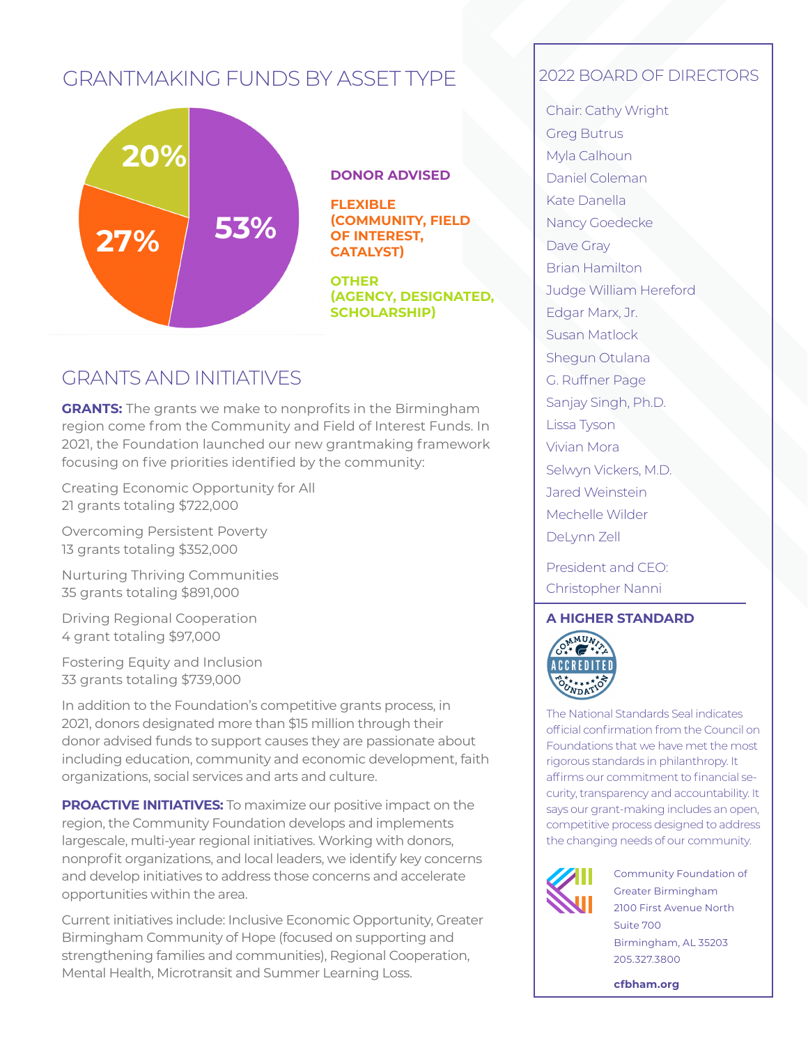## GRANTMAKING FUNDS BY ASSET TYPE

53%

27%

20%

**DONOR ADVISED**

**FLEXIBLE (COMMUNITY, FIELD OF INTEREST, CATALYST)**

**OTHER (AGENCY, DESIGNATED, SCHOLARSHIP)**

## GRANTS AND INITIATIVES

**GRANTS:** The grants we make to nonprofits in the Birmingham region come from the Community and Field of Interest Funds. In 2021, the Foundation launched our new grantmaking framework focusing on five priorities identified by the community:

Creating Economic Opportunity for All
21 grants totaling $722,000

Overcoming Persistent Poverty
13 grants totaling $352,000

Nurturing Thriving Communities
35 grants totaling $891,000

Driving Regional Cooperation
4 grant totaling $97,000

Fostering Equity and Inclusion
33 grants totaling $739,000

In addition to the Foundation's competitive grants process, in 2021, donors designated more than $15 million through their donor advised funds to support causes they are passionate about including education, community and economic development, faith organizations, social services and arts and culture.

**PROACTIVE INITIATIVES:** To maximize our positive impact on the region, the Community Foundation develops and implements largescale, multi-year regional initiatives. Working with donors, nonprofit organizations, and local leaders, we identify key concerns and develop initiatives to address those concerns and accelerate opportunities within the area.

Current initiatives include: Inclusive Economic Opportunity, Greater Birmingham Community of Hope (focused on supporting and strengthening families and communities), Regional Cooperation, Mental Health, Microtransit and Summer Learning Loss.

## 2022 BOARD OF DIRECTORS

Chair: Cathy Wright
Greg Butrus
Myla Calhoun
Daniel Coleman
Kate Danella
Nancy Goedecke
Dave Gray
Brian Hamilton
Judge William Hereford
Edgar Marx, Jr.
Susan Matlock
Shegun Otulana
G. Ruffner Page
Sanjay Singh, Ph.D.
Lissa Tyson
Vivian Mora
Selwyn Vickers, M.D.
Jared Weinstein
Mechelle Wilder
DeLynn Zell

President and CEO:
Christopher Nanni

### A HIGHER STANDARD

COMMUNITY FOUNDATION ACCREDITED

The National Standards Seal indicates official confirmation from the Council on Foundations that we have met the most rigorous standards in philanthropy. It affirms our commitment to financial security, transparency and accountability. It says our grant-making includes an open, competitive process designed to address the changing needs of our community.

Community Foundation of Greater Birmingham
2100 First Avenue North
Suite 700
Birmingham, AL 35203
205.327.3800

**cfbham.org**